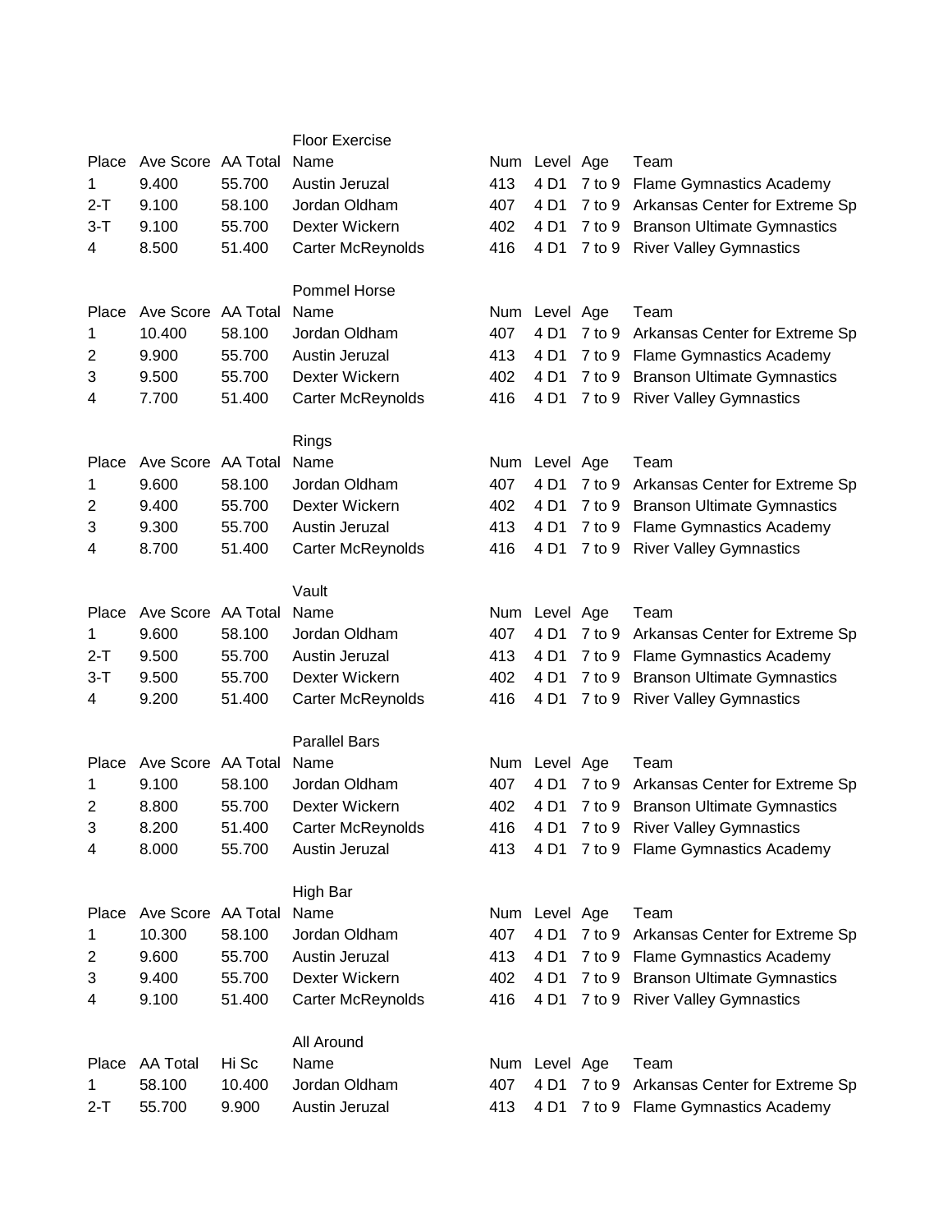### Floor Exercise

| Place | Ave Score | AA Total | Name | Num | Level | Age | Team |
|---|---|---|---|---|---|---|---|
| 1 | 9.400 | 55.700 | Austin Jeruzal | 413 | 4 D1 | 7 to 9 | Flame Gymnastics Academy |
| 2-T | 9.100 | 58.100 | Jordan Oldham | 407 | 4 D1 | 7 to 9 | Arkansas Center for Extreme Sp |
| 3-T | 9.100 | 55.700 | Dexter Wickern | 402 | 4 D1 | 7 to 9 | Branson Ultimate Gymnastics |
| 4 | 8.500 | 51.400 | Carter McReynolds | 416 | 4 D1 | 7 to 9 | River Valley Gymnastics |

### Pommel Horse

| Place | Ave Score | AA Total | Name | Num | Level | Age | Team |
|---|---|---|---|---|---|---|---|
| 1 | 10.400 | 58.100 | Jordan Oldham | 407 | 4 D1 | 7 to 9 | Arkansas Center for Extreme Sp |
| 2 | 9.900 | 55.700 | Austin Jeruzal | 413 | 4 D1 | 7 to 9 | Flame Gymnastics Academy |
| 3 | 9.500 | 55.700 | Dexter Wickern | 402 | 4 D1 | 7 to 9 | Branson Ultimate Gymnastics |
| 4 | 7.700 | 51.400 | Carter McReynolds | 416 | 4 D1 | 7 to 9 | River Valley Gymnastics |

### Rings

| Place | Ave Score | AA Total | Name | Num | Level | Age | Team |
|---|---|---|---|---|---|---|---|
| 1 | 9.600 | 58.100 | Jordan Oldham | 407 | 4 D1 | 7 to 9 | Arkansas Center for Extreme Sp |
| 2 | 9.400 | 55.700 | Dexter Wickern | 402 | 4 D1 | 7 to 9 | Branson Ultimate Gymnastics |
| 3 | 9.300 | 55.700 | Austin Jeruzal | 413 | 4 D1 | 7 to 9 | Flame Gymnastics Academy |
| 4 | 8.700 | 51.400 | Carter McReynolds | 416 | 4 D1 | 7 to 9 | River Valley Gymnastics |

### Vault

| Place | Ave Score | AA Total | Name | Num | Level | Age | Team |
|---|---|---|---|---|---|---|---|
| 1 | 9.600 | 58.100 | Jordan Oldham | 407 | 4 D1 | 7 to 9 | Arkansas Center for Extreme Sp |
| 2-T | 9.500 | 55.700 | Austin Jeruzal | 413 | 4 D1 | 7 to 9 | Flame Gymnastics Academy |
| 3-T | 9.500 | 55.700 | Dexter Wickern | 402 | 4 D1 | 7 to 9 | Branson Ultimate Gymnastics |
| 4 | 9.200 | 51.400 | Carter McReynolds | 416 | 4 D1 | 7 to 9 | River Valley Gymnastics |

### Parallel Bars

| Place | Ave Score | AA Total | Name | Num | Level | Age | Team |
|---|---|---|---|---|---|---|---|
| 1 | 9.100 | 58.100 | Jordan Oldham | 407 | 4 D1 | 7 to 9 | Arkansas Center for Extreme Sp |
| 2 | 8.800 | 55.700 | Dexter Wickern | 402 | 4 D1 | 7 to 9 | Branson Ultimate Gymnastics |
| 3 | 8.200 | 51.400 | Carter McReynolds | 416 | 4 D1 | 7 to 9 | River Valley Gymnastics |
| 4 | 8.000 | 55.700 | Austin Jeruzal | 413 | 4 D1 | 7 to 9 | Flame Gymnastics Academy |

### High Bar

| Place | Ave Score | AA Total | Name | Num | Level | Age | Team |
|---|---|---|---|---|---|---|---|
| 1 | 10.300 | 58.100 | Jordan Oldham | 407 | 4 D1 | 7 to 9 | Arkansas Center for Extreme Sp |
| 2 | 9.600 | 55.700 | Austin Jeruzal | 413 | 4 D1 | 7 to 9 | Flame Gymnastics Academy |
| 3 | 9.400 | 55.700 | Dexter Wickern | 402 | 4 D1 | 7 to 9 | Branson Ultimate Gymnastics |
| 4 | 9.100 | 51.400 | Carter McReynolds | 416 | 4 D1 | 7 to 9 | River Valley Gymnastics |

### All Around

| Place | AA Total | Hi Sc | Name | Num | Level | Age | Team |
|---|---|---|---|---|---|---|---|
| 1 | 58.100 | 10.400 | Jordan Oldham | 407 | 4 D1 | 7 to 9 | Arkansas Center for Extreme Sp |
| 2-T | 55.700 | 9.900 | Austin Jeruzal | 413 | 4 D1 | 7 to 9 | Flame Gymnastics Academy |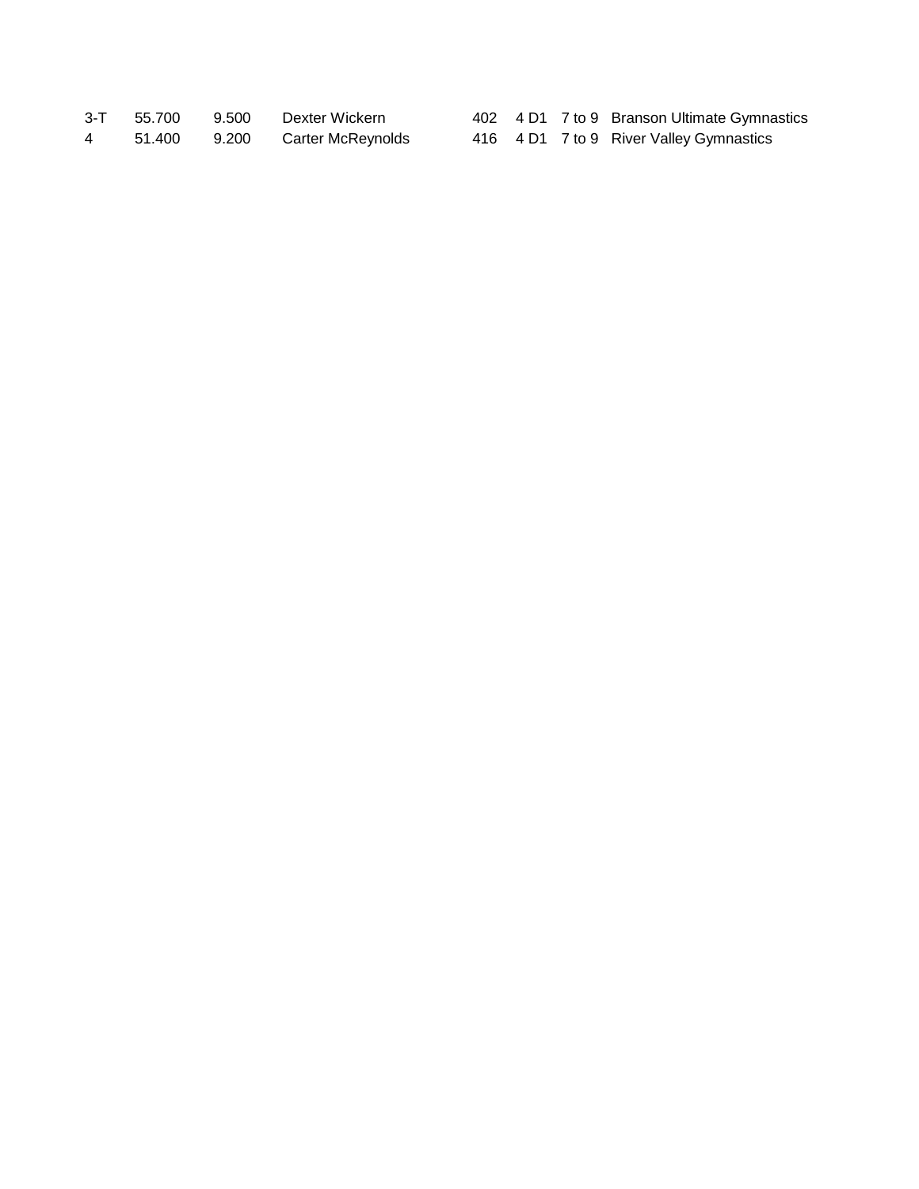| | | | | | | | |
|---|---|---|---|---|---|---|---|
| 3-T | 55.700 | 9.500 | Dexter Wickern | 402 | 4 D1 | 7 to 9 | Branson Ultimate Gymnastics |
| 4 | 51.400 | 9.200 | Carter McReynolds | 416 | 4 D1 | 7 to 9 | River Valley Gymnastics |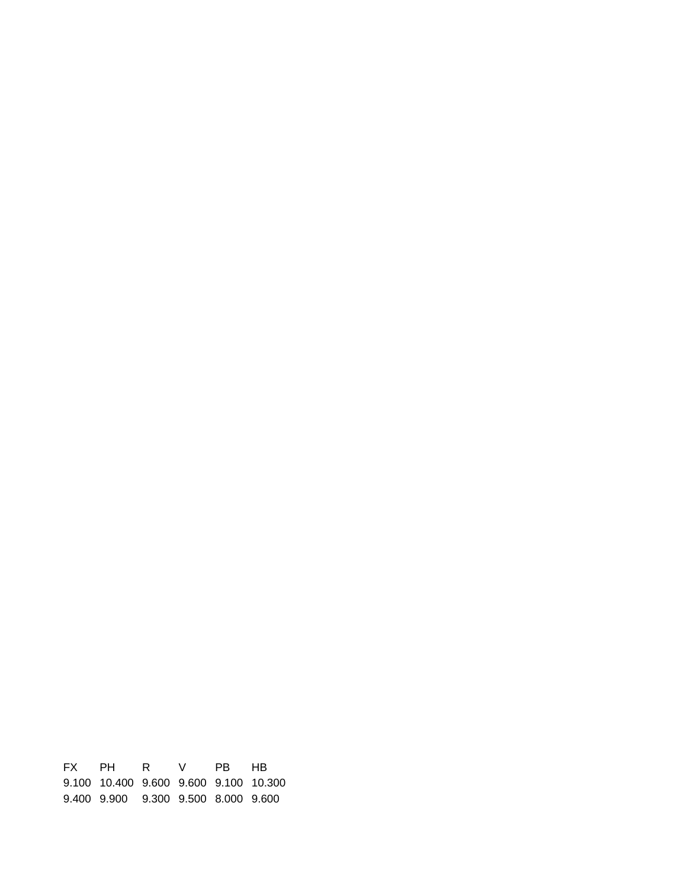| FX | PH | R | V | PB | HB |
|---|---|---|---|---|---|
| 9.100 | 10.400 | 9.600 | 9.600 | 9.100 | 10.300 |
| 9.400 | 9.900 | 9.300 | 9.500 | 8.000 | 9.600 |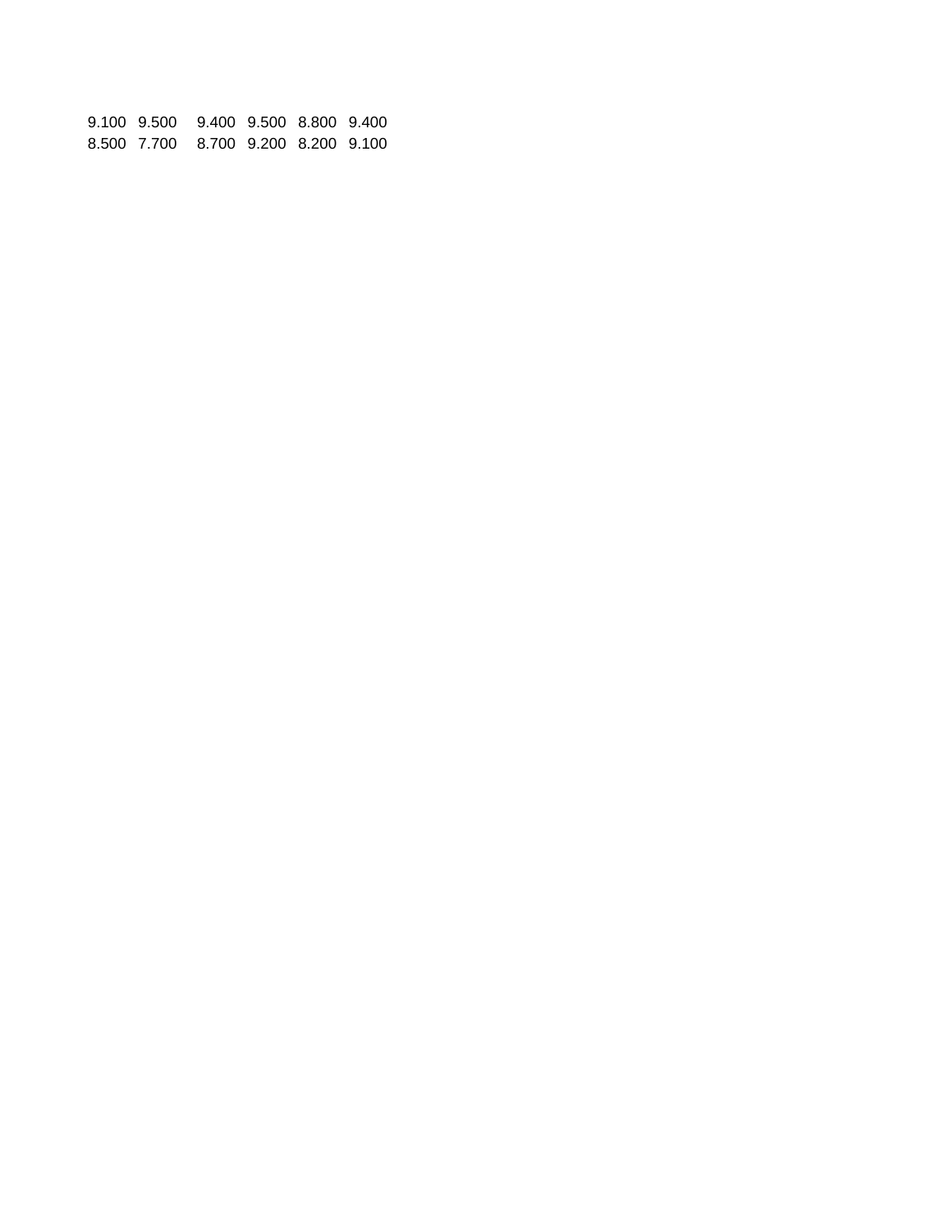| | | | | | |
|---|---|---|---|---|---|
| 9.100 | 9.500 | 9.400 | 9.500 | 8.800 | 9.400 |
| 8.500 | 7.700 | 8.700 | 9.200 | 8.200 | 9.100 |